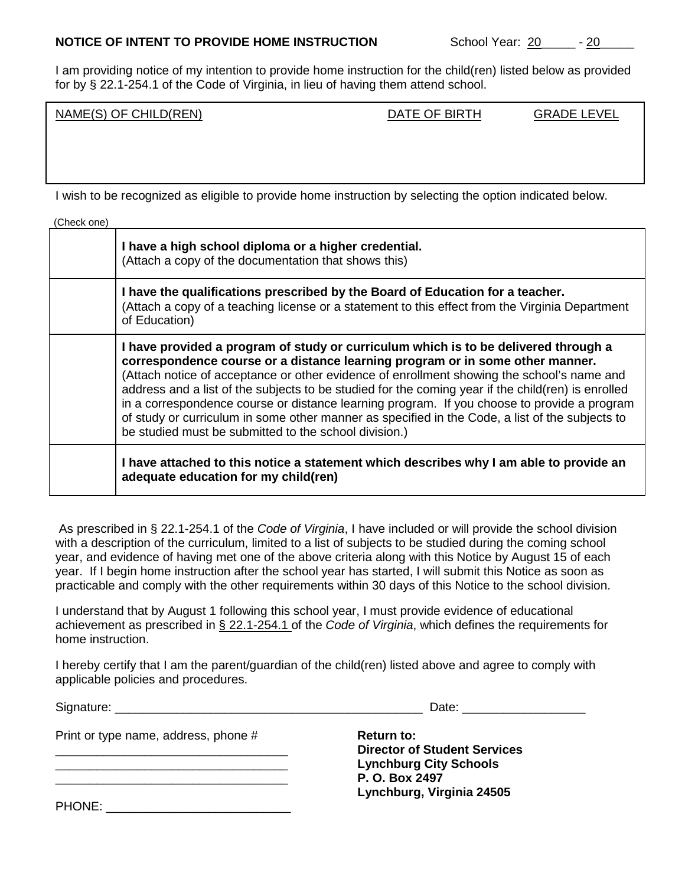**NOTICE OF INTENT TO PROVIDE HOME INSTRUCTION** School Year: 20_____ - 20_____

I am providing notice of my intention to provide home instruction for the child(ren) listed below as provided for by § 22.1-254.1 of the Code of Virginia, in lieu of having them attend school.

| NAME(S) OF CHILD(REN) | DATE OF BIRTH | GRADE LEVEL |
| --- | --- | --- |
| | | |

I wish to be recognized as eligible to provide home instruction by selecting the option indicated below.

(Check one)

| | |
| --- | --- |
| | **I have a high school diploma or a higher credential.** (Attach a copy of the documentation that shows this) |
| | **I have the qualifications prescribed by the Board of Education for a teacher.** (Attach a copy of a teaching license or a statement to this effect from the Virginia Department of Education) |
| | **I have provided a program of study or curriculum which is to be delivered through a correspondence course or a distance learning program or in some other manner.** (Attach notice of acceptance or other evidence of enrollment showing the school's name and address and a list of the subjects to be studied for the coming year if the child(ren) is enrolled in a correspondence course or distance learning program. If you choose to provide a program of study or curriculum in some other manner as specified in the Code, a list of the subjects to be studied must be submitted to the school division.) |
| | **I have attached to this notice a statement which describes why I am able to provide an adequate education for my child(ren)** |

As prescribed in § 22.1-254.1 of the *Code of Virginia*, I have included or will provide the school division with a description of the curriculum, limited to a list of subjects to be studied during the coming school year, and evidence of having met one of the above criteria along with this Notice by August 15 of each year. If I begin home instruction after the school year has started, I will submit this Notice as soon as practicable and comply with the other requirements within 30 days of this Notice to the school division.

I understand that by August 1 following this school year, I must provide evidence of educational achievement as prescribed in § 22.1-254.1 of the *Code of Virginia*, which defines the requirements for home instruction.

I hereby certify that I am the parent/guardian of the child(ren) listed above and agree to comply with applicable policies and procedures.

Signature: _______________________________________________ Date: __________________

Print or type name, address, phone #
__________________________________
__________________________________
__________________________________

PHONE: ___________________________

**Return to:**
**Director of Student Services**
**Lynchburg City Schools**
**P. O. Box 2497**
**Lynchburg, Virginia 24505**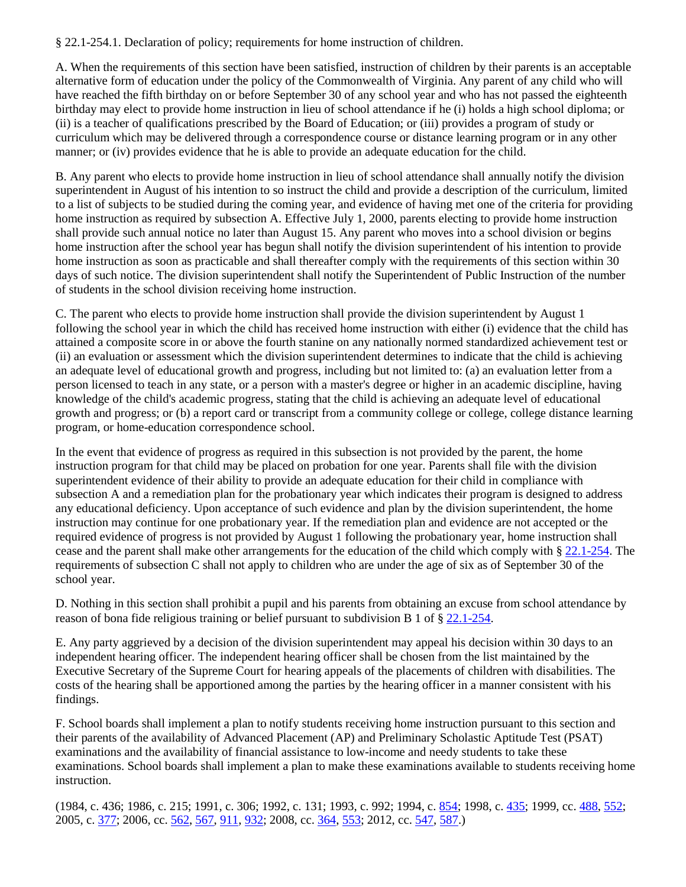§ 22.1-254.1. Declaration of policy; requirements for home instruction of children.

A. When the requirements of this section have been satisfied, instruction of children by their parents is an acceptable alternative form of education under the policy of the Commonwealth of Virginia. Any parent of any child who will have reached the fifth birthday on or before September 30 of any school year and who has not passed the eighteenth birthday may elect to provide home instruction in lieu of school attendance if he (i) holds a high school diploma; or (ii) is a teacher of qualifications prescribed by the Board of Education; or (iii) provides a program of study or curriculum which may be delivered through a correspondence course or distance learning program or in any other manner; or (iv) provides evidence that he is able to provide an adequate education for the child.

B. Any parent who elects to provide home instruction in lieu of school attendance shall annually notify the division superintendent in August of his intention to so instruct the child and provide a description of the curriculum, limited to a list of subjects to be studied during the coming year, and evidence of having met one of the criteria for providing home instruction as required by subsection A. Effective July 1, 2000, parents electing to provide home instruction shall provide such annual notice no later than August 15. Any parent who moves into a school division or begins home instruction after the school year has begun shall notify the division superintendent of his intention to provide home instruction as soon as practicable and shall thereafter comply with the requirements of this section within 30 days of such notice. The division superintendent shall notify the Superintendent of Public Instruction of the number of students in the school division receiving home instruction.

C. The parent who elects to provide home instruction shall provide the division superintendent by August 1 following the school year in which the child has received home instruction with either (i) evidence that the child has attained a composite score in or above the fourth stanine on any nationally normed standardized achievement test or (ii) an evaluation or assessment which the division superintendent determines to indicate that the child is achieving an adequate level of educational growth and progress, including but not limited to: (a) an evaluation letter from a person licensed to teach in any state, or a person with a master's degree or higher in an academic discipline, having knowledge of the child's academic progress, stating that the child is achieving an adequate level of educational growth and progress; or (b) a report card or transcript from a community college or college, college distance learning program, or home-education correspondence school.

In the event that evidence of progress as required in this subsection is not provided by the parent, the home instruction program for that child may be placed on probation for one year. Parents shall file with the division superintendent evidence of their ability to provide an adequate education for their child in compliance with subsection A and a remediation plan for the probationary year which indicates their program is designed to address any educational deficiency. Upon acceptance of such evidence and plan by the division superintendent, the home instruction may continue for one probationary year. If the remediation plan and evidence are not accepted or the required evidence of progress is not provided by August 1 following the probationary year, home instruction shall cease and the parent shall make other arrangements for the education of the child which comply with § 22.1-254. The requirements of subsection C shall not apply to children who are under the age of six as of September 30 of the school year.

D. Nothing in this section shall prohibit a pupil and his parents from obtaining an excuse from school attendance by reason of bona fide religious training or belief pursuant to subdivision B 1 of § 22.1-254.

E. Any party aggrieved by a decision of the division superintendent may appeal his decision within 30 days to an independent hearing officer. The independent hearing officer shall be chosen from the list maintained by the Executive Secretary of the Supreme Court for hearing appeals of the placements of children with disabilities. The costs of the hearing shall be apportioned among the parties by the hearing officer in a manner consistent with his findings.

F. School boards shall implement a plan to notify students receiving home instruction pursuant to this section and their parents of the availability of Advanced Placement (AP) and Preliminary Scholastic Aptitude Test (PSAT) examinations and the availability of financial assistance to low-income and needy students to take these examinations. School boards shall implement a plan to make these examinations available to students receiving home instruction.

(1984, c. 436; 1986, c. 215; 1991, c. 306; 1992, c. 131; 1993, c. 992; 1994, c. 854; 1998, c. 435; 1999, cc. 488, 552; 2005, c. 377; 2006, cc. 562, 567, 911, 932; 2008, cc. 364, 553; 2012, cc. 547, 587.)